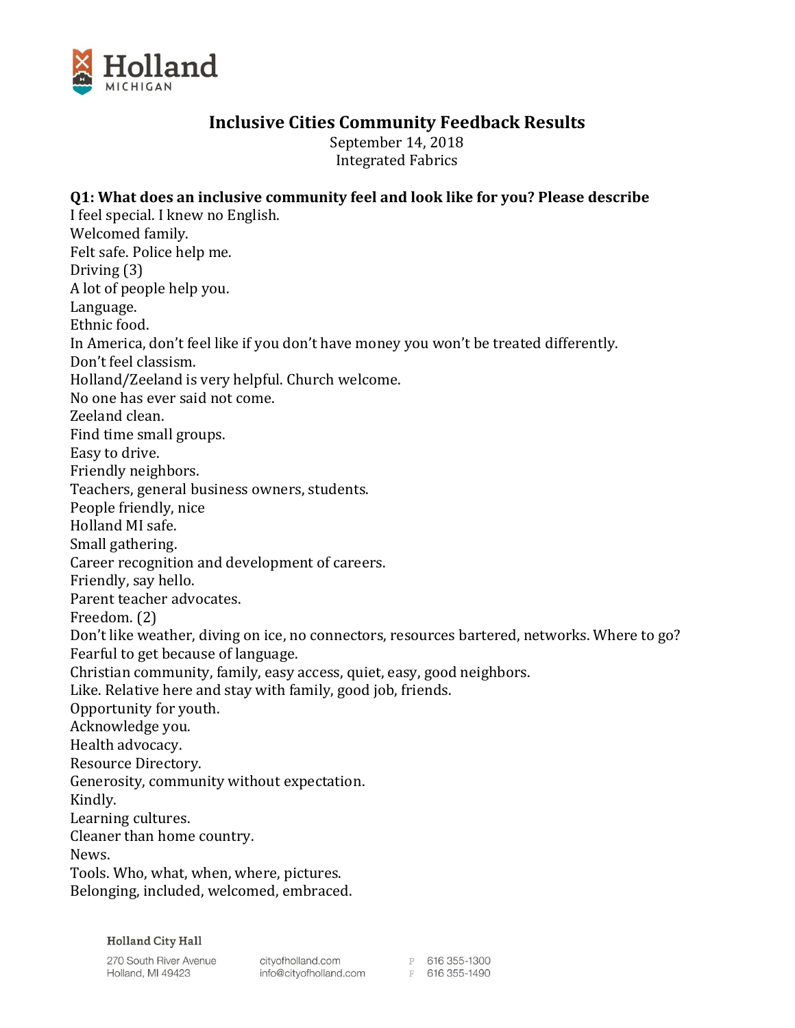# Inclusive Cities Community Feedback Results

September 14, 2018
Integrated Fabrics

**Q1: What does an inclusive community feel and look like for you? Please describe**

I feel special. I knew no English.
Welcomed family.
Felt safe. Police help me.
Driving (3)
A lot of people help you.
Language.
Ethnic food.
In America, don't feel like if you don't have money you won't be treated differently.
Don't feel classism.
Holland/Zeeland is very helpful. Church welcome.
No one has ever said not come.
Zeeland clean.
Find time small groups.
Easy to drive.
Friendly neighbors.
Teachers, general business owners, students.
People friendly, nice
Holland MI safe.
Small gathering.
Career recognition and development of careers.
Friendly, say hello.
Parent teacher advocates.
Freedom. (2)
Don't like weather, diving on ice, no connectors, resources bartered, networks. Where to go?
Fearful to get because of language.
Christian community, family, easy access, quiet, easy, good neighbors.
Like. Relative here and stay with family, good job, friends.
Opportunity for youth.
Acknowledge you.
Health advocacy.
Resource Directory.
Generosity, community without expectation.
Kindly.
Learning cultures.
Cleaner than home country.
News.
Tools. Who, what, when, where, pictures.
Belonging, included, welcomed, embraced.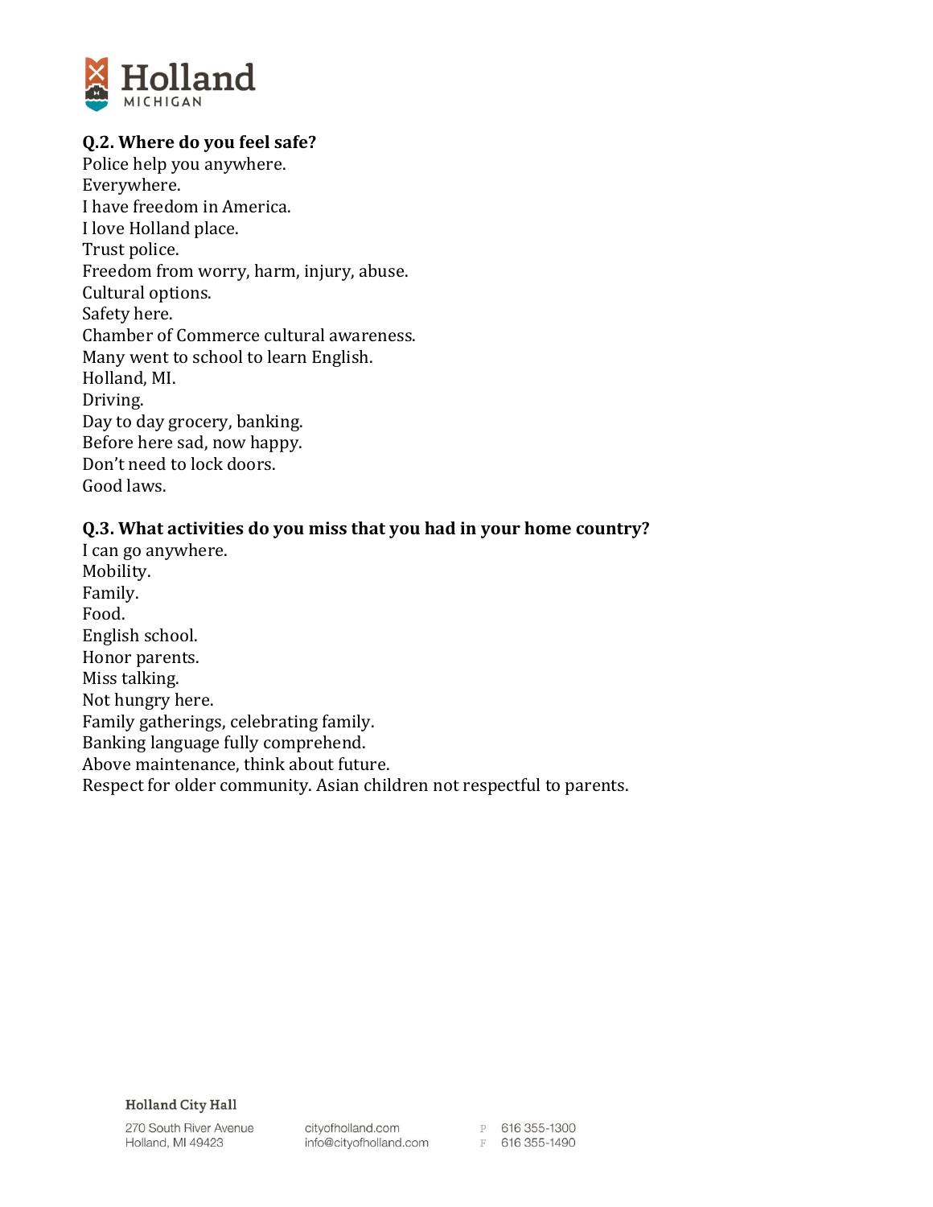**Q.2. Where do you feel safe?**

Police help you anywhere.
Everywhere.
I have freedom in America.
I love Holland place.
Trust police.
Freedom from worry, harm, injury, abuse.
Cultural options.
Safety here.
Chamber of Commerce cultural awareness.
Many went to school to learn English.
Holland, MI.
Driving.
Day to day grocery, banking.
Before here sad, now happy.
Don't need to lock doors.
Good laws.

**Q.3. What activities do you miss that you had in your home country?**

I can go anywhere.
Mobility.
Family.
Food.
English school.
Honor parents.
Miss talking.
Not hungry here.
Family gatherings, celebrating family.
Banking language fully comprehend.
Above maintenance, think about future.
Respect for older community. Asian children not respectful to parents.